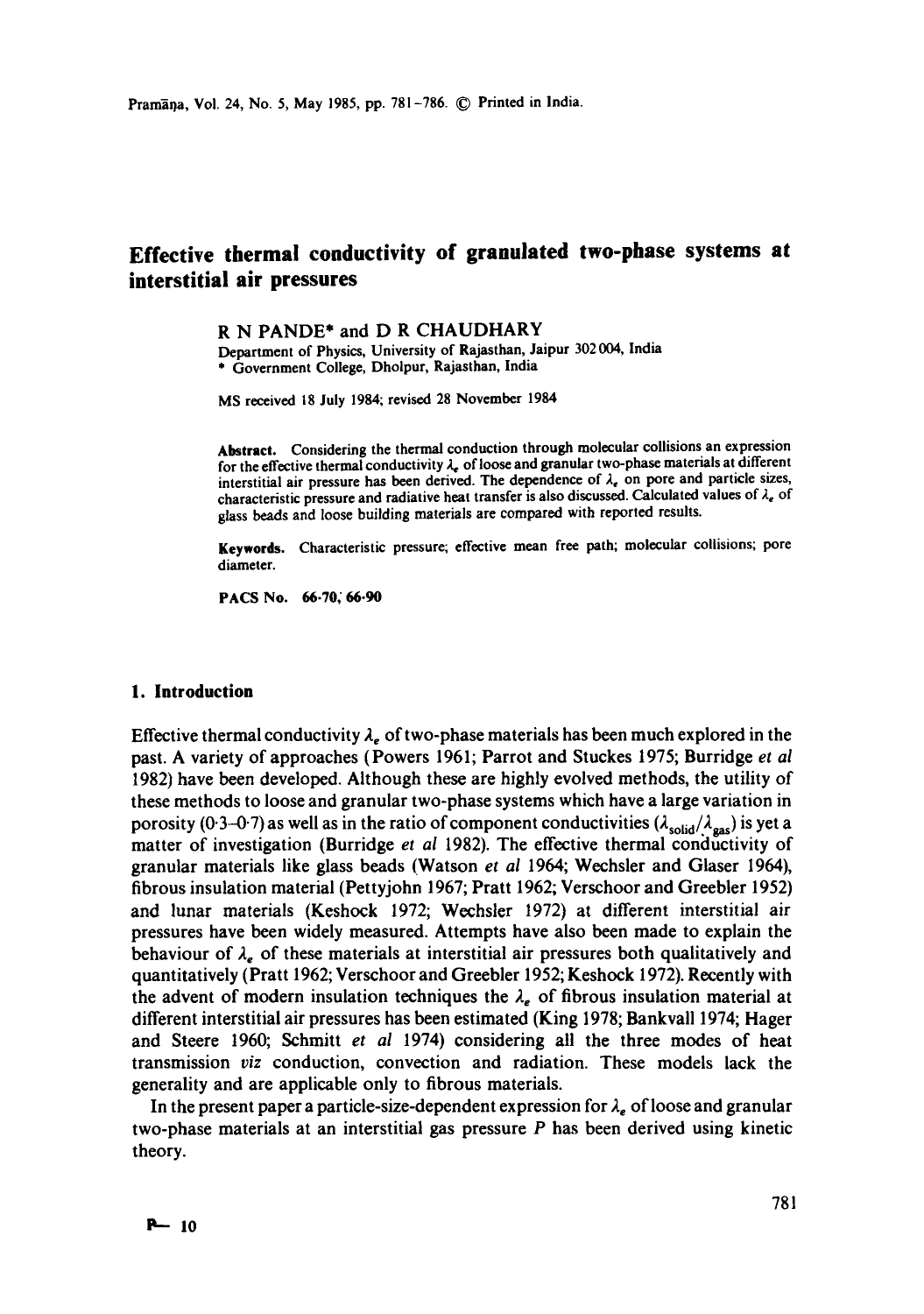# Effective thermal conductivity of granulated two-phase systems at interstitial air pressures

R N PANDE* and D R CHAUDHARY

Department of Physics, University of Rajasthan, Jaipur 302 004, India
* Government College, Dholpur, Rajasthan, India

MS received 18 July 1984; revised 28 November 1984

**Abstract.** Considering the thermal conduction through molecular collisions an expression for the effective thermal conductivity $\lambda_e$ of loose and granular two-phase materials at different interstitial air pressure has been derived. The dependence of $\lambda_e$ on pore and particle sizes, characteristic pressure and radiative heat transfer is also discussed. Calculated values of $\lambda_e$ of glass beads and loose building materials are compared with reported results.

**Keywords.** Characteristic pressure; effective mean free path; molecular collisions; pore diameter.

**PACS No.** 66·70; 66·90

## 1. Introduction

Effective thermal conductivity $\lambda_e$ of two-phase materials has been much explored in the past. A variety of approaches (Powers 1961; Parrot and Stuckes 1975; Burridge *et al* 1982) have been developed. Although these are highly evolved methods, the utility of these methods to loose and granular two-phase systems which have a large variation in porosity (0·3–0·7) as well as in the ratio of component conductivities ($\lambda_{solid}/\lambda_{gas}$) is yet a matter of investigation (Burridge *et al* 1982). The effective thermal conductivity of granular materials like glass beads (Watson *et al* 1964; Wechsler and Glaser 1964), fibrous insulation material (Pettyjohn 1967; Pratt 1962; Verschoor and Greebler 1952) and lunar materials (Keshock 1972; Wechsler 1972) at different interstitial air pressures have been widely measured. Attempts have also been made to explain the behaviour of $\lambda_e$ of these materials at interstitial air pressures both qualitatively and quantitatively (Pratt 1962; Verschoor and Greebler 1952; Keshock 1972). Recently with the advent of modern insulation techniques the $\lambda_e$ of fibrous insulation material at different interstitial air pressures has been estimated (King 1978; Bankvall 1974; Hager and Steere 1960; Schmitt *et al* 1974) considering all the three modes of heat transmission *viz* conduction, convection and radiation. These models lack the generality and are applicable only to fibrous materials.

In the present paper a particle-size-dependent expression for $\lambda_e$ of loose and granular two-phase materials at an interstitial gas pressure $P$ has been derived using kinetic theory.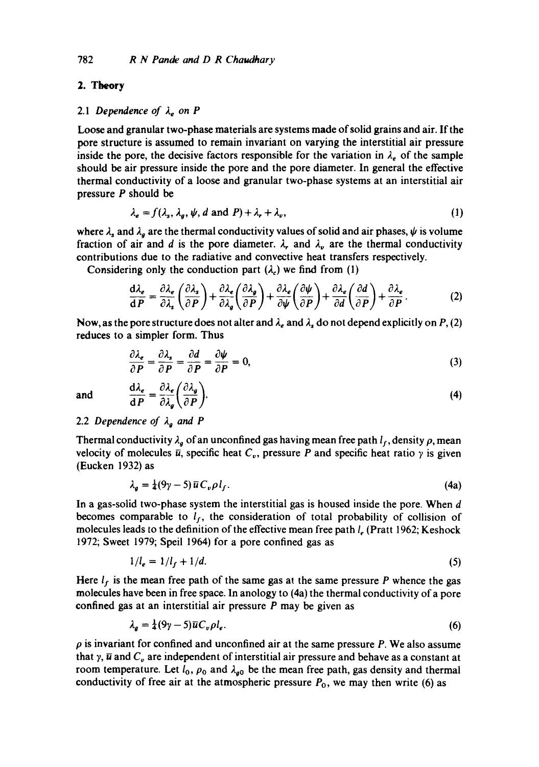## 2. Theory

### 2.1 Dependence of $\lambda_e$ on $P$

Loose and granular two-phase materials are systems made of solid grains and air. If the pore structure is assumed to remain invariant on varying the interstitial air pressure inside the pore, the decisive factors responsible for the variation in $\lambda_e$ of the sample should be air pressure inside the pore and the pore diameter. In general the effective thermal conductivity of a loose and granular two-phase systems at an interstitial air pressure $P$ should be

$$\lambda_e = f(\lambda_s, \lambda_g, \psi, d \text{ and } P) + \lambda_r + \lambda_v, \tag{1}$$

where $\lambda_s$ and $\lambda_g$ are the thermal conductivity values of solid and air phases, $\psi$ is volume fraction of air and $d$ is the pore diameter. $\lambda_r$ and $\lambda_v$ are the thermal conductivity contributions due to the radiative and convective heat transfers respectively.

Considering only the conduction part ($\lambda_c$) we find from (1)

$$\frac{\mathrm{d}\lambda_e}{\mathrm{d}P} = \frac{\partial \lambda_e}{\partial \lambda_s}\left(\frac{\partial \lambda_s}{\partial P}\right) + \frac{\partial \lambda_e}{\partial \lambda_g}\left(\frac{\partial \lambda_g}{\partial P}\right) + \frac{\partial \lambda_e}{\partial \psi}\left(\frac{\partial \psi}{\partial P}\right) + \frac{\partial \lambda_e}{\partial d}\left(\frac{\partial d}{\partial P}\right) + \frac{\partial \lambda_e}{\partial P}. \tag{2}$$

Now, as the pore structure does not alter and $\lambda_e$ and $\lambda_s$ do not depend explicitly on $P$, (2) reduces to a simpler form. Thus

$$\frac{\partial \lambda_e}{\partial P} = \frac{\partial \lambda_s}{\partial P} = \frac{\partial d}{\partial P} = \frac{\partial \psi}{\partial P} = 0, \tag{3}$$

and

$$\frac{\mathrm{d}\lambda_e}{\mathrm{d}P} = \frac{\partial \lambda_e}{\partial \lambda_g}\left(\frac{\partial \lambda_g}{\partial P}\right). \tag{4}$$

### 2.2 Dependence of $\lambda_g$ and $P$

Thermal conductivity $\lambda_g$ of an unconfined gas having mean free path $l_f$, density $\rho$, mean velocity of molecules $\bar{u}$, specific heat $C_v$, pressure $P$ and specific heat ratio $\gamma$ is given (Eucken 1932) as

$$\lambda_g = \tfrac{1}{4}(9\gamma - 5)\bar{u} C_v \rho l_f. \tag{4a}$$

In a gas-solid two-phase system the interstitial gas is housed inside the pore. When $d$ becomes comparable to $l_f$, the consideration of total probability of collision of molecules leads to the definition of the effective mean free path $l_e$ (Pratt 1962; Keshock 1972; Sweet 1979; Speil 1964) for a pore confined gas as

$$1/l_e = 1/l_f + 1/d. \tag{5}$$

Here $l_f$ is the mean free path of the same gas at the same pressure $P$ whence the gas molecules have been in free space. In anology to (4a) the thermal conductivity of a pore confined gas at an interstitial air pressure $P$ may be given as

$$\lambda_g = \tfrac{1}{4}(9\gamma - 5)\bar{u} C_v \rho l_e. \tag{6}$$

$\rho$ is invariant for confined and unconfined air at the same pressure $P$. We also assume that $\gamma$, $\bar{u}$ and $C_v$ are independent of interstitial air pressure and behave as a constant at room temperature. Let $l_0$, $\rho_0$ and $\lambda_{g0}$ be the mean free path, gas density and thermal conductivity of free air at the atmospheric pressure $P_0$, we may then write (6) as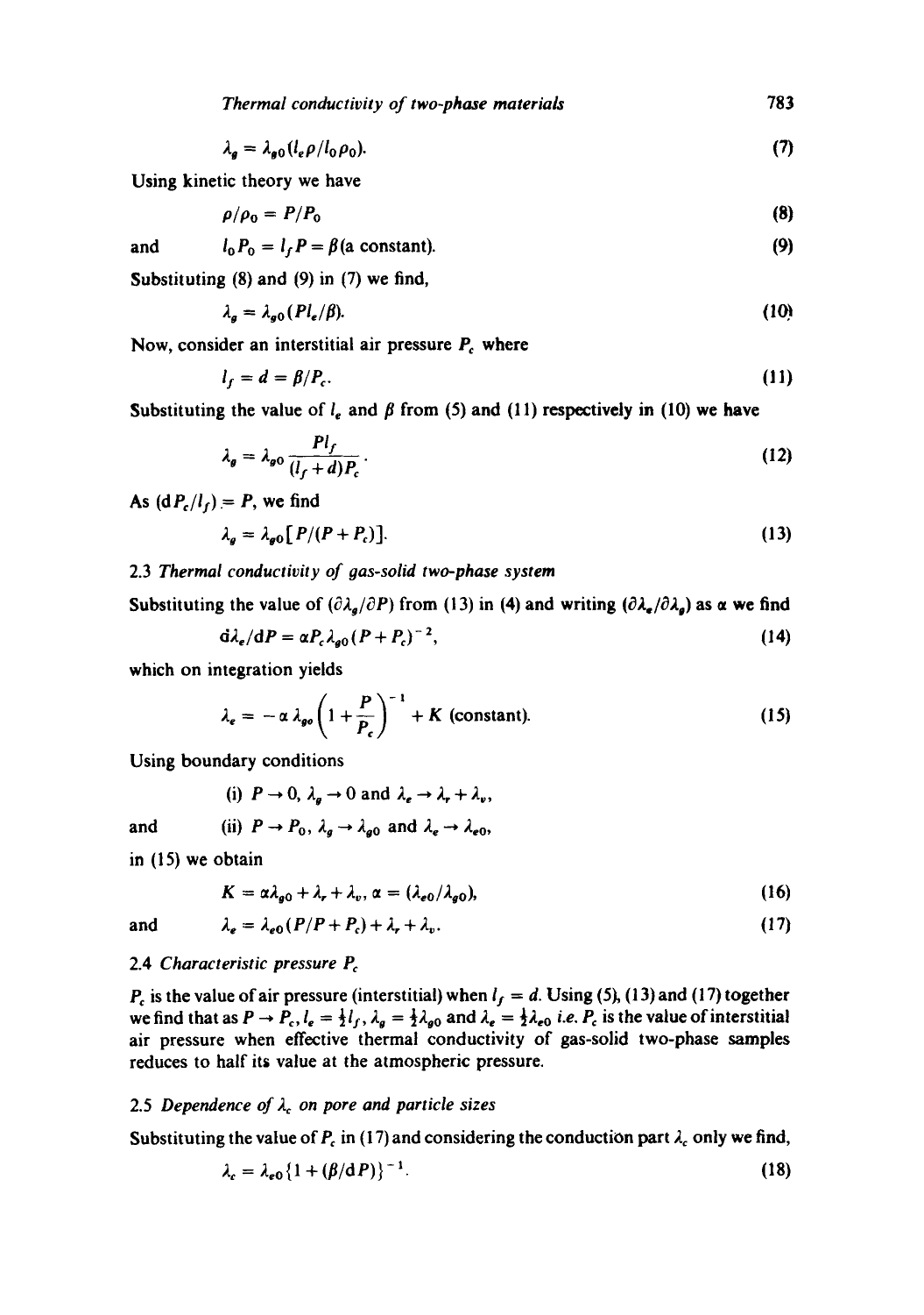$$\lambda_g = \lambda_{g0}(l_e \rho / l_0 \rho_0). \tag{7}$$

Using kinetic theory we have

$$\rho/\rho_0 = P/P_0 \tag{8}$$

and

$$l_0 P_0 = l_f P = \beta \text{(a constant)}. \tag{9}$$

Substituting (8) and (9) in (7) we find,

$$\lambda_g = \lambda_{g0}(P l_e / \beta). \tag{10}$$

Now, consider an interstitial air pressure $P_c$ where

$$l_f = d = \beta / P_c. \tag{11}$$

Substituting the value of $l_e$ and $\beta$ from (5) and (11) respectively in (10) we have

$$\lambda_g = \lambda_{g0} \frac{P l_f}{(l_f + d) P_c}. \tag{12}$$

As $(d P_c / l_f) = P$, we find

$$\lambda_g = \lambda_{g0}[P/(P + P_c)]. \tag{13}$$

### 2.3 *Thermal conductivity of gas-solid two-phase system*

Substituting the value of $(\partial \lambda_g / \partial P)$ from (13) in (4) and writing $(\partial \lambda_e / \partial \lambda_g)$ as $\alpha$ we find

$$d\lambda_e / dP = \alpha P_c \lambda_{g0}(P + P_c)^{-2}, \tag{14}$$

which on integration yields

$$\lambda_e = -\alpha \lambda_{go} \left(1 + \frac{P}{P_c}\right)^{-1} + K \text{ (constant)}. \tag{15}$$

Using boundary conditions

(i) $P \to 0$, $\lambda_g \to 0$ and $\lambda_e \to \lambda_r + \lambda_v$,

and (ii) $P \to P_0$, $\lambda_g \to \lambda_{g0}$ and $\lambda_e \to \lambda_{e0}$,

in (15) we obtain

$$K = \alpha \lambda_{g0} + \lambda_r + \lambda_v, \; \alpha = (\lambda_{e0} / \lambda_{g0}), \tag{16}$$

and

$$\lambda_e = \lambda_{e0}(P/P + P_c) + \lambda_r + \lambda_v. \tag{17}$$

### 2.4 *Characteristic pressure $P_c$*

$P_c$ is the value of air pressure (interstitial) when $l_f = d$. Using (5), (13) and (17) together we find that as $P \to P_c$, $l_e = \frac{1}{2} l_f$, $\lambda_g = \frac{1}{2} \lambda_{g0}$ and $\lambda_e = \frac{1}{2} \lambda_{e0}$ *i.e.* $P_c$ is the value of interstitial air pressure when effective thermal conductivity of gas-solid two-phase samples reduces to half its value at the atmospheric pressure.

### 2.5 *Dependence of $\lambda_c$ on pore and particle sizes*

Substituting the value of $P_c$ in (17) and considering the conduction part $\lambda_c$ only we find,

$$\lambda_c = \lambda_{e0}\{1 + (\beta / dP)\}^{-1}. \tag{18}$$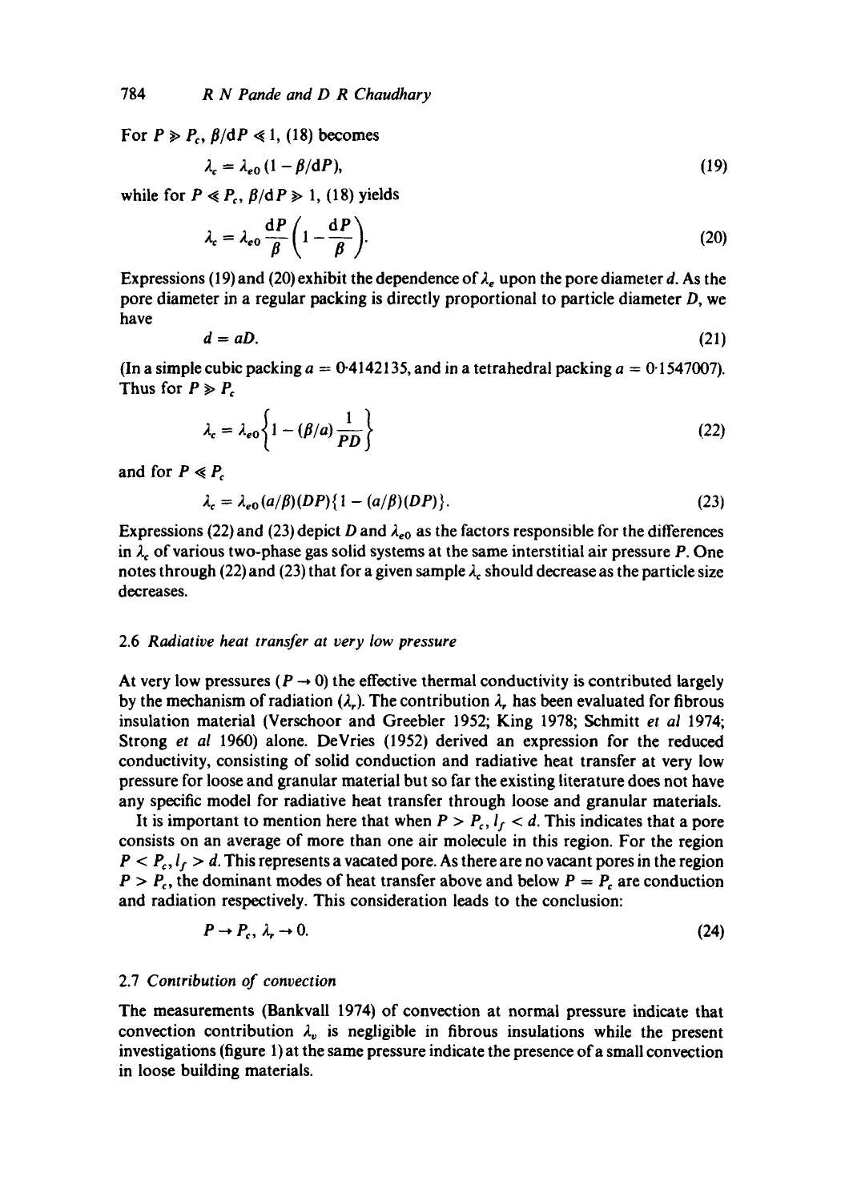For $P \gg P_c$, $\beta/\mathrm{d}P \ll 1$, (18) becomes

$$\lambda_c = \lambda_{e0}(1 - \beta/\mathrm{d}P), \tag{19}$$

while for $P \ll P_c$, $\beta/\mathrm{d}P \gg 1$, (18) yields

$$\lambda_c = \lambda_{e0}\frac{\mathrm{d}P}{\beta}\left(1 - \frac{\mathrm{d}P}{\beta}\right). \tag{20}$$

Expressions (19) and (20) exhibit the dependence of $\lambda_e$ upon the pore diameter $d$. As the pore diameter in a regular packing is directly proportional to particle diameter $D$, we have

$$d = aD. \tag{21}$$

(In a simple cubic packing $a = 0{\cdot}4142135$, and in a tetrahedral packing $a = 0{\cdot}1547007$). Thus for $P \gg P_c$

$$\lambda_c = \lambda_{e0}\left\{1 - (\beta/a)\frac{1}{PD}\right\} \tag{22}$$

and for $P \ll P_c$

$$\lambda_c = \lambda_{e0}(a/\beta)(DP)\{1 - (a/\beta)(DP)\}. \tag{23}$$

Expressions (22) and (23) depict $D$ and $\lambda_{e0}$ as the factors responsible for the differences in $\lambda_c$ of various two-phase gas solid systems at the same interstitial air pressure $P$. One notes through (22) and (23) that for a given sample $\lambda_c$ should decrease as the particle size decreases.

### 2.6 *Radiative heat transfer at very low pressure*

At very low pressures ($P \to 0$) the effective thermal conductivity is contributed largely by the mechanism of radiation ($\lambda_r$). The contribution $\lambda_r$ has been evaluated for fibrous insulation material (Verschoor and Greebler 1952; King 1978; Schmitt *et al* 1974; Strong *et al* 1960) alone. DeVries (1952) derived an expression for the reduced conductivity, consisting of solid conduction and radiative heat transfer at very low pressure for loose and granular material but so far the existing literature does not have any specific model for radiative heat transfer through loose and granular materials.

It is important to mention here that when $P > P_c$, $l_f < d$. This indicates that a pore consists on an average of more than one air molecule in this region. For the region $P < P_c$, $l_f > d$. This represents a vacated pore. As there are no vacant pores in the region $P > P_c$, the dominant modes of heat transfer above and below $P = P_c$ are conduction and radiation respectively. This consideration leads to the conclusion:

$$P \to P_c,\ \lambda_r \to 0. \tag{24}$$

### 2.7 *Contribution of convection*

The measurements (Bankvall 1974) of convection at normal pressure indicate that convection contribution $\lambda_v$ is negligible in fibrous insulations while the present investigations (figure 1) at the same pressure indicate the presence of a small convection in loose building materials.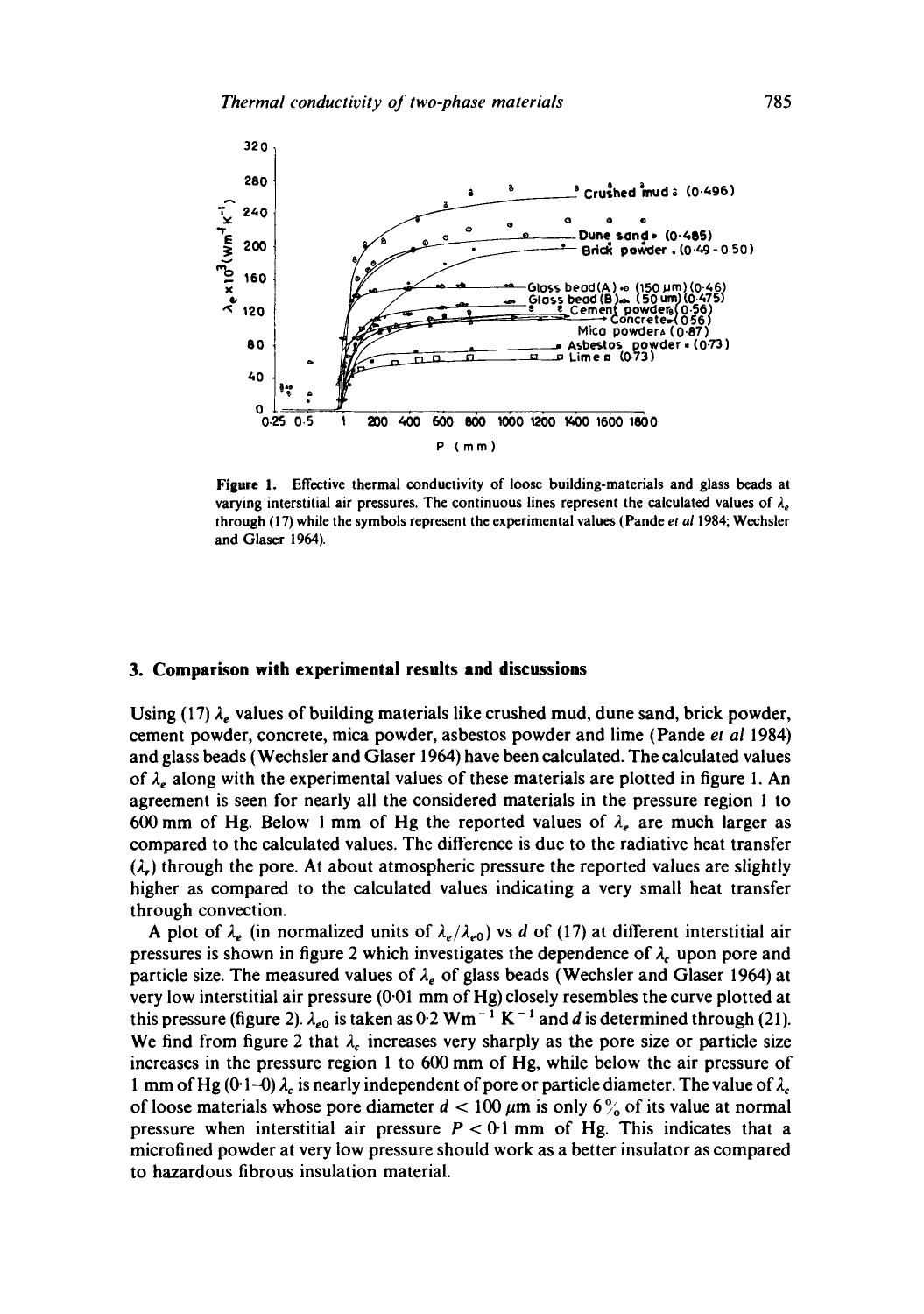Figure 1. Effective thermal conductivity of loose building-materials and glass beads at varying interstitial air pressures. The continuous lines represent the calculated values of $\lambda_e$ through (17) while the symbols represent the experimental values (Pande *et al* 1984; Wechsler and Glaser 1964).

## 3. Comparison with experimental results and discussions

Using (17) $\lambda_e$ values of building materials like crushed mud, dune sand, brick powder, cement powder, concrete, mica powder, asbestos powder and lime (Pande *et al* 1984) and glass beads (Wechsler and Glaser 1964) have been calculated. The calculated values of $\lambda_e$ along with the experimental values of these materials are plotted in figure 1. An agreement is seen for nearly all the considered materials in the pressure region 1 to 600 mm of Hg. Below 1 mm of Hg the reported values of $\lambda_e$ are much larger as compared to the calculated values. The difference is due to the radiative heat transfer ($\lambda_r$) through the pore. At about atmospheric pressure the reported values are slightly higher as compared to the calculated values indicating a very small heat transfer through convection.

A plot of $\lambda_e$ (in normalized units of $\lambda_e/\lambda_{e0}$) vs $d$ of (17) at different interstitial air pressures is shown in figure 2 which investigates the dependence of $\lambda_c$ upon pore and particle size. The measured values of $\lambda_e$ of glass beads (Wechsler and Glaser 1964) at very low interstitial air pressure (0·01 mm of Hg) closely resembles the curve plotted at this pressure (figure 2). $\lambda_{e0}$ is taken as 0·2 $\text{Wm}^{-1}\text{K}^{-1}$ and $d$ is determined through (21). We find from figure 2 that $\lambda_c$ increases very sharply as the pore size or particle size increases in the pressure region 1 to 600 mm of Hg, while below the air pressure of 1 mm of Hg (0·1–0) $\lambda_c$ is nearly independent of pore or particle diameter. The value of $\lambda_c$ of loose materials whose pore diameter $d < 100\ \mu\text{m}$ is only 6% of its value at normal pressure when interstitial air pressure $P < 0{\cdot}1$ mm of Hg. This indicates that a microfined powder at very low pressure should work as a better insulator as compared to hazardous fibrous insulation material.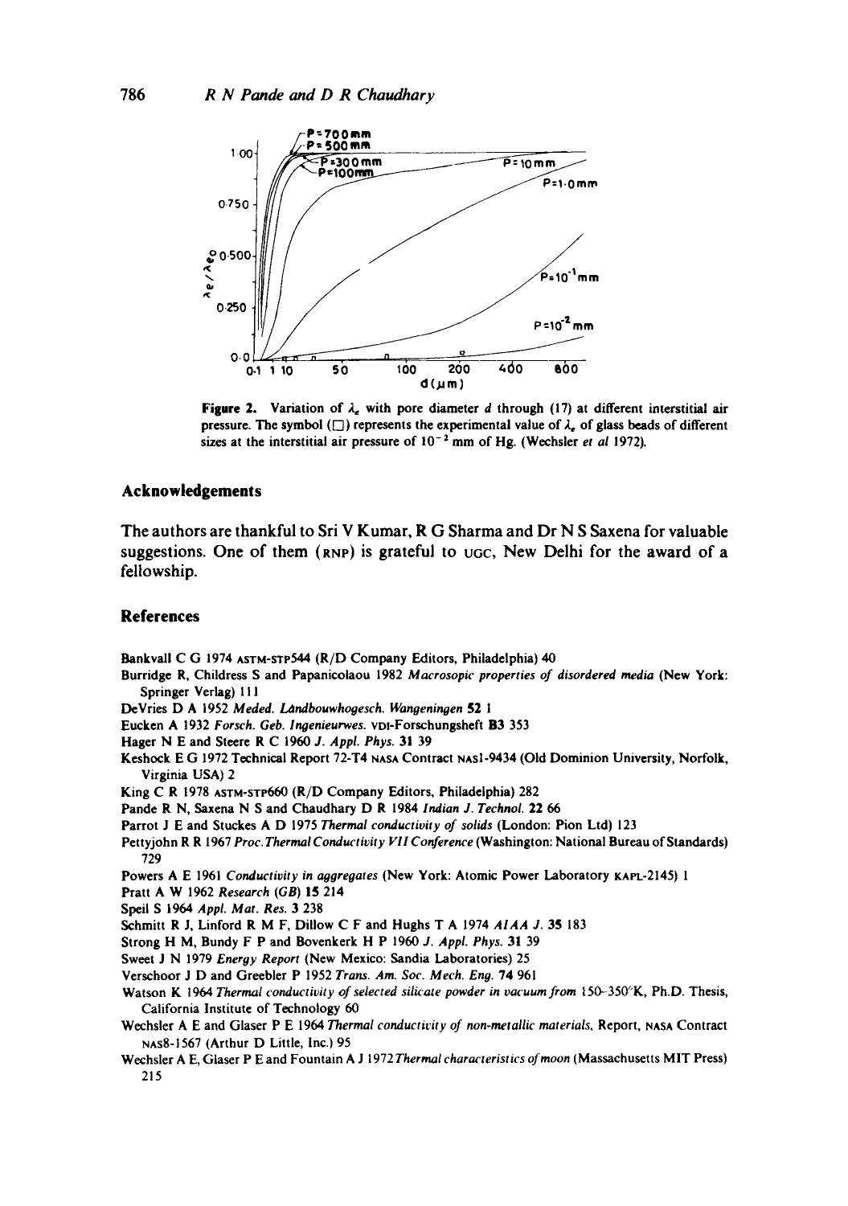P=700 mm
P=500 mm
P=300 mm
P=100mm
P=10 mm
P=1·0 mm
$P=10^{-1}$ mm
$P=10^{-2}$ mm
1·00
0·750
0·500
0·250
0·0
$\lambda_e/\lambda_{eo}$
0·1 1 10 50 100 200 400 800
d (μm)

**Figure 2.** Variation of $\lambda_e$ with pore diameter $d$ through (17) at different interstitial air pressure. The symbol (□) represents the experimental value of $\lambda_e$ of glass beads of different sizes at the interstitial air pressure of $10^{-2}$ mm of Hg. (Wechsler *et al* 1972).

## Acknowledgements

The authors are thankful to Sri V Kumar, R G Sharma and Dr N S Saxena for valuable suggestions. One of them (RNP) is grateful to UGC, New Delhi for the award of a fellowship.

## References

Bankvall C G 1974 ASTM-STP544 (R/D Company Editors, Philadelphia) 40

Burridge R, Childress S and Papanicolaou 1982 *Macrosopic properties of disordered media* (New York: Springer Verlag) 111

DeVries D A 1952 *Meded. Landbouwhogesch. Wangeningen* **52** 1

Eucken A 1932 *Forsch. Geb. Ingenieurwes.* VDI-Forschungsheft **B3** 353

Hager N E and Steere R C 1960 *J. Appl. Phys.* **31** 39

Keshock E G 1972 Technical Report 72-T4 NASA Contract NAS1-9434 (Old Dominion University, Norfolk, Virginia USA) 2

King C R 1978 ASTM-STP660 (R/D Company Editors, Philadelphia) 282

Pande R N, Saxena N S and Chaudhary D R 1984 *Indian J. Technol.* **22** 66

Parrot J E and Stuckes A D 1975 *Thermal conductivity of solids* (London: Pion Ltd) 123

Pettyjohn R R 1967 *Proc. Thermal Conductivity VII Conference* (Washington: National Bureau of Standards) 729

Powers A E 1961 *Conductivity in aggregates* (New York: Atomic Power Laboratory KAPL-2145) 1

Pratt A W 1962 *Research (GB)* **15** 214

Speil S 1964 *Appl. Mat. Res.* **3** 238

Schmitt R J, Linford R M F, Dillow C F and Hughs T A 1974 *AIAA J.* **35** 183

Strong H M, Bundy F P and Bovenkerk H P 1960 *J. Appl. Phys.* **31** 39

Sweet J N 1979 *Energy Report* (New Mexico: Sandia Laboratories) 25

Verschoor J D and Greebler P 1952 *Trans. Am. Soc. Mech. Eng.* **74** 961

Watson K 1964 *Thermal conductivity of selected silicate powder in vacuum from* 150–350°K, Ph.D. Thesis, California Institute of Technology 60

Wechsler A E and Glaser P E 1964 *Thermal conductivity of non-metallic materials*, Report, NASA Contract NAS8-1567 (Arthur D Little, Inc.) 95

Wechsler A E, Glaser P E and Fountain A J 1972 *Thermal characteristics of moon* (Massachusetts MIT Press) 215